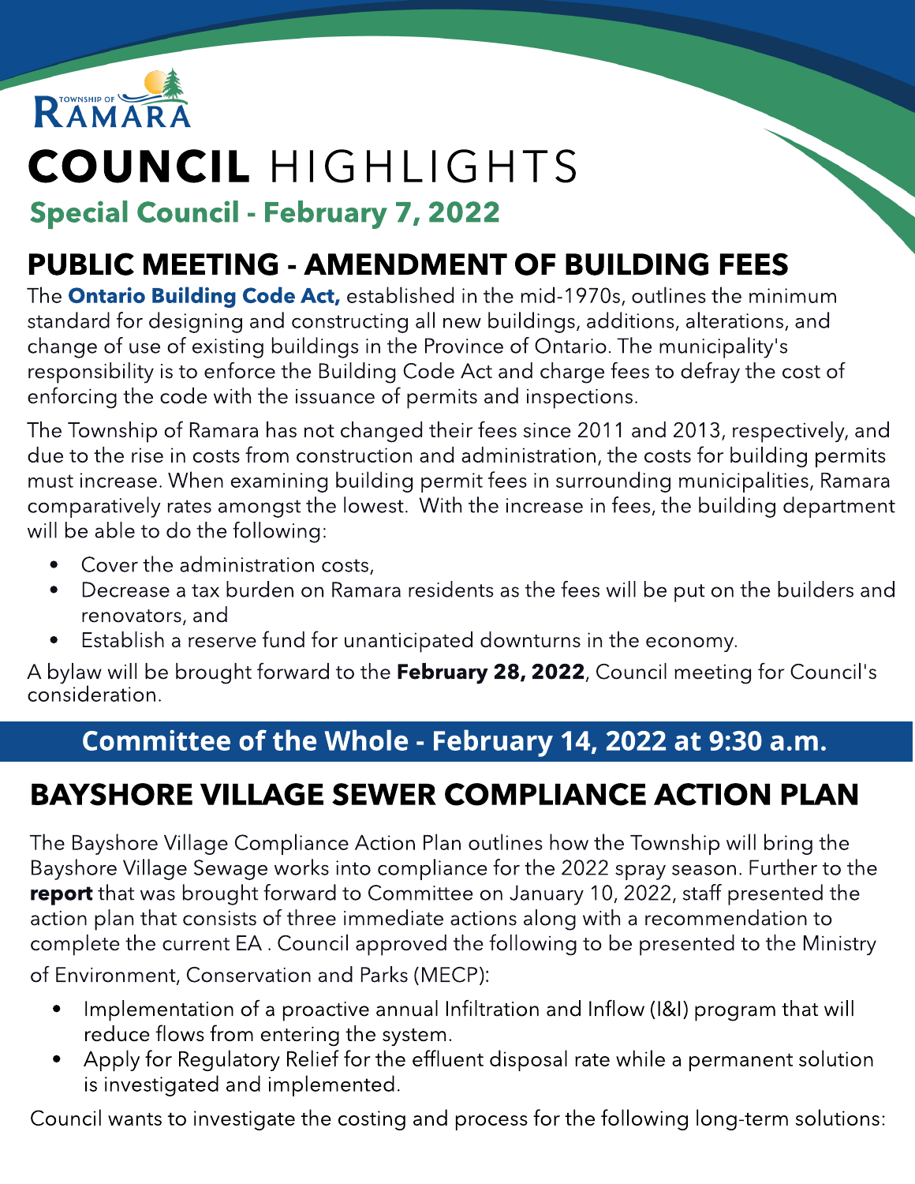TOWNSHIP OF RAMARA

# COUNCIL HIGHLIGHTS

## Special Council - February 7, 2022

## PUBLIC MEETING - AMENDMENT OF BUILDING FEES

The **Ontario Building Code Act,** established in the mid-1970s, outlines the minimum standard for designing and constructing all new buildings, additions, alterations, and change of use of existing buildings in the Province of Ontario. The municipality's responsibility is to enforce the Building Code Act and charge fees to defray the cost of enforcing the code with the issuance of permits and inspections.

The Township of Ramara has not changed their fees since 2011 and 2013, respectively, and due to the rise in costs from construction and administration, the costs for building permits must increase. When examining building permit fees in surrounding municipalities, Ramara comparatively rates amongst the lowest. With the increase in fees, the building department will be able to do the following:

- Cover the administration costs,
- Decrease a tax burden on Ramara residents as the fees will be put on the builders and renovators, and
- Establish a reserve fund for unanticipated downturns in the economy.

A bylaw will be brought forward to the **February 28, 2022**, Council meeting for Council's consideration.

## Committee of the Whole - February 14, 2022 at 9:30 a.m.

## BAYSHORE VILLAGE SEWER COMPLIANCE ACTION PLAN

The Bayshore Village Compliance Action Plan outlines how the Township will bring the Bayshore Village Sewage works into compliance for the 2022 spray season. Further to the **report** that was brought forward to Committee on January 10, 2022, staff presented the action plan that consists of three immediate actions along with a recommendation to complete the current EA . Council approved the following to be presented to the Ministry of Environment, Conservation and Parks (MECP):

- Implementation of a proactive annual Infiltration and Inflow (I&I) program that will reduce flows from entering the system.
- Apply for Regulatory Relief for the effluent disposal rate while a permanent solution is investigated and implemented.

Council wants to investigate the costing and process for the following long-term solutions: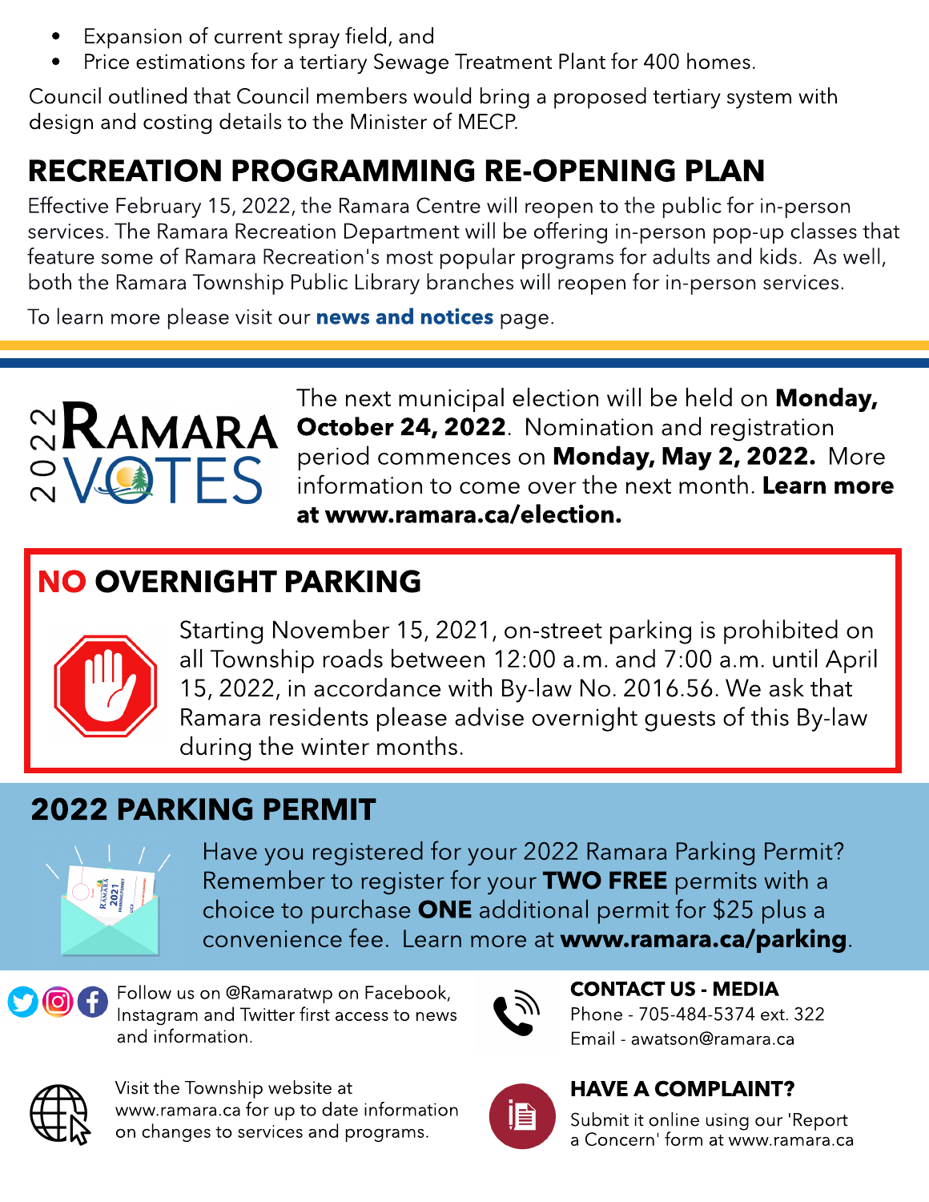- Expansion of current spray field, and
- Price estimations for a tertiary Sewage Treatment Plant for 400 homes.

Council outlined that Council members would bring a proposed tertiary system with design and costing details to the Minister of MECP.

## RECREATION PROGRAMMING RE-OPENING PLAN

Effective February 15, 2022, the Ramara Centre will reopen to the public for in-person services. The Ramara Recreation Department will be offering in-person pop-up classes that feature some of Ramara Recreation's most popular programs for adults and kids. As well, both the Ramara Township Public Library branches will reopen for in-person services.

To learn more please visit our **news and notices** page.

2022 RAMARA VOTES

The next municipal election will be held on **Monday, October 24, 2022**. Nomination and registration period commences on **Monday, May 2, 2022.** More information to come over the next month. **Learn more at www.ramara.ca/election.**

## NO OVERNIGHT PARKING

Starting November 15, 2021, on-street parking is prohibited on all Township roads between 12:00 a.m. and 7:00 a.m. until April 15, 2022, in accordance with By-law No. 2016.56. We ask that Ramara residents please advise overnight guests of this By-law during the winter months.

## 2022 PARKING PERMIT

Have you registered for your 2022 Ramara Parking Permit? Remember to register for your **TWO FREE** permits with a choice to purchase **ONE** additional permit for $25 plus a convenience fee. Learn more at **www.ramara.ca/parking**.

Follow us on @Ramaratwp on Facebook, Instagram and Twitter first access to news and information.

**CONTACT US - MEDIA**
Phone - 705-484-5374 ext. 322
Email - awatson@ramara.ca

Visit the Township website at www.ramara.ca for up to date information on changes to services and programs.

**HAVE A COMPLAINT?**
Submit it online using our 'Report a Concern' form at www.ramara.ca